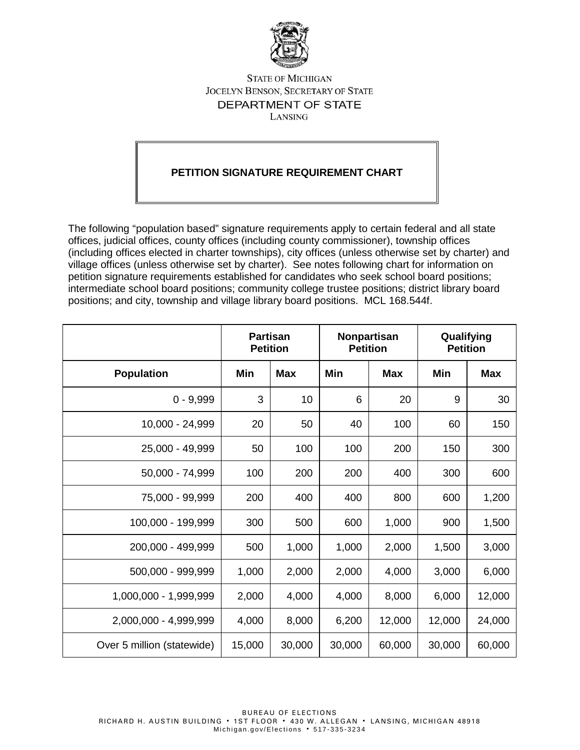STATE OF MICHIGAN
JOCELYN BENSON, SECRETARY OF STATE
DEPARTMENT OF STATE
LANSING

# PETITION SIGNATURE REQUIREMENT CHART

The following “population based” signature requirements apply to certain federal and all state offices, judicial offices, county offices (including county commissioner), township offices (including offices elected in charter townships), city offices (unless otherwise set by charter) and village offices (unless otherwise set by charter). See notes following chart for information on petition signature requirements established for candidates who seek school board positions; intermediate school board positions; community college trustee positions; district library board positions; and city, township and village library board positions. MCL 168.544f.

| | Partisan Petition | | Nonpartisan Petition | | Qualifying Petition | |
|---|---|---|---|---|---|---|
| **Population** | **Min** | **Max** | **Min** | **Max** | **Min** | **Max** |
| 0 - 9,999 | 3 | 10 | 6 | 20 | 9 | 30 |
| 10,000 - 24,999 | 20 | 50 | 40 | 100 | 60 | 150 |
| 25,000 - 49,999 | 50 | 100 | 100 | 200 | 150 | 300 |
| 50,000 - 74,999 | 100 | 200 | 200 | 400 | 300 | 600 |
| 75,000 - 99,999 | 200 | 400 | 400 | 800 | 600 | 1,200 |
| 100,000 - 199,999 | 300 | 500 | 600 | 1,000 | 900 | 1,500 |
| 200,000 - 499,999 | 500 | 1,000 | 1,000 | 2,000 | 1,500 | 3,000 |
| 500,000 - 999,999 | 1,000 | 2,000 | 2,000 | 4,000 | 3,000 | 6,000 |
| 1,000,000 - 1,999,999 | 2,000 | 4,000 | 4,000 | 8,000 | 6,000 | 12,000 |
| 2,000,000 - 4,999,999 | 4,000 | 8,000 | 6,200 | 12,000 | 12,000 | 24,000 |
| Over 5 million (statewide) | 15,000 | 30,000 | 30,000 | 60,000 | 30,000 | 60,000 |

BUREAU OF ELECTIONS
RICHARD H. AUSTIN BUILDING • 1ST FLOOR • 430 W. ALLEGAN • LANSING, MICHIGAN 48918
Michigan.gov/Elections • 517-335-3234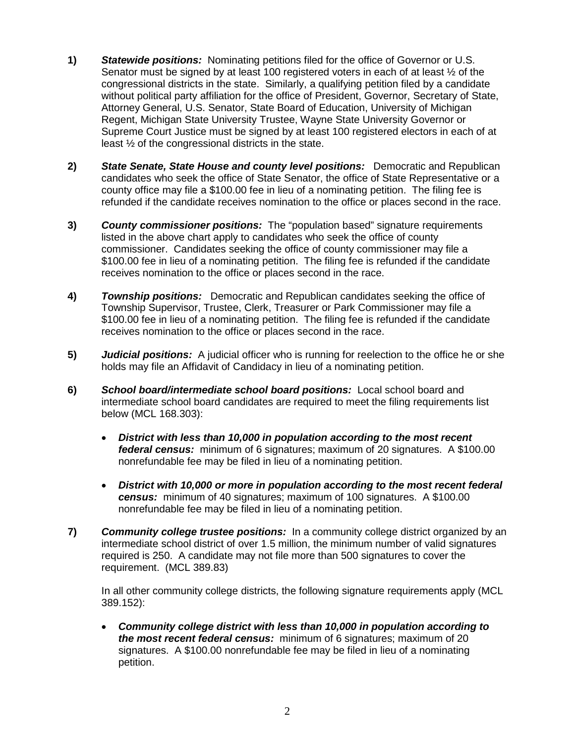1) ***Statewide positions:*** Nominating petitions filed for the office of Governor or U.S. Senator must be signed by at least 100 registered voters in each of at least ½ of the congressional districts in the state. Similarly, a qualifying petition filed by a candidate without political party affiliation for the office of President, Governor, Secretary of State, Attorney General, U.S. Senator, State Board of Education, University of Michigan Regent, Michigan State University Trustee, Wayne State University Governor or Supreme Court Justice must be signed by at least 100 registered electors in each of at least ½ of the congressional districts in the state.

2) ***State Senate, State House and county level positions:*** Democratic and Republican candidates who seek the office of State Senator, the office of State Representative or a county office may file a \$100.00 fee in lieu of a nominating petition. The filing fee is refunded if the candidate receives nomination to the office or places second in the race.

3) ***County commissioner positions:*** The "population based" signature requirements listed in the above chart apply to candidates who seek the office of county commissioner. Candidates seeking the office of county commissioner may file a \$100.00 fee in lieu of a nominating petition. The filing fee is refunded if the candidate receives nomination to the office or places second in the race.

4) ***Township positions:*** Democratic and Republican candidates seeking the office of Township Supervisor, Trustee, Clerk, Treasurer or Park Commissioner may file a \$100.00 fee in lieu of a nominating petition. The filing fee is refunded if the candidate receives nomination to the office or places second in the race.

5) ***Judicial positions:*** A judicial officer who is running for reelection to the office he or she holds may file an Affidavit of Candidacy in lieu of a nominating petition.

6) ***School board/intermediate school board positions:*** Local school board and intermediate school board candidates are required to meet the filing requirements list below (MCL 168.303):

   - ***District with less than 10,000 in population according to the most recent federal census:*** minimum of 6 signatures; maximum of 20 signatures. A \$100.00 nonrefundable fee may be filed in lieu of a nominating petition.

   - ***District with 10,000 or more in population according to the most recent federal census:*** minimum of 40 signatures; maximum of 100 signatures. A \$100.00 nonrefundable fee may be filed in lieu of a nominating petition.

7) ***Community college trustee positions:*** In a community college district organized by an intermediate school district of over 1.5 million, the minimum number of valid signatures required is 250. A candidate may not file more than 500 signatures to cover the requirement. (MCL 389.83)

   In all other community college districts, the following signature requirements apply (MCL 389.152):

   - ***Community college district with less than 10,000 in population according to the most recent federal census:*** minimum of 6 signatures; maximum of 20 signatures. A \$100.00 nonrefundable fee may be filed in lieu of a nominating petition.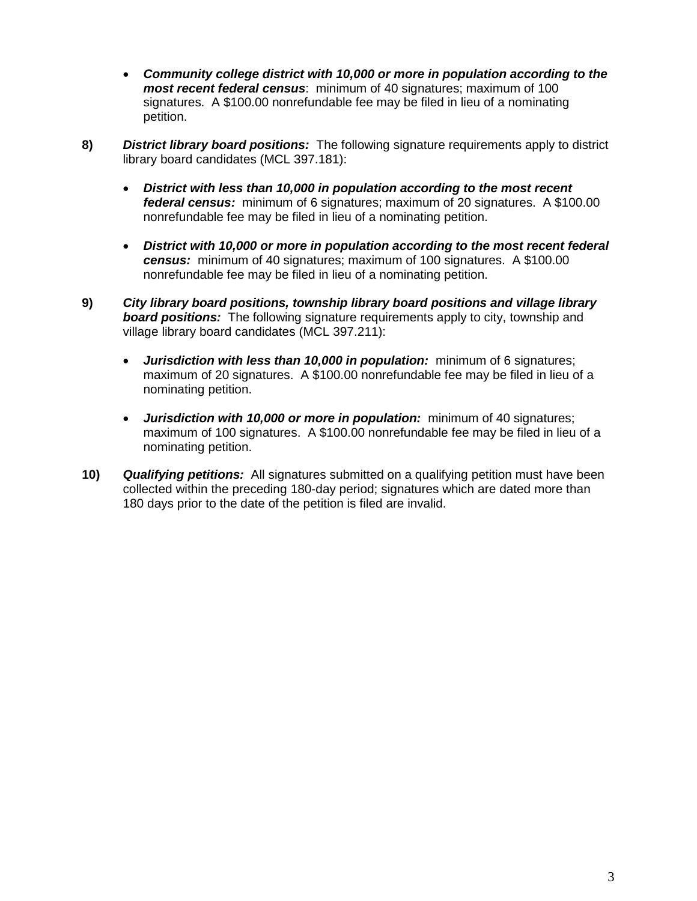- ***Community college district with 10,000 or more in population according to the most recent federal census***: minimum of 40 signatures; maximum of 100 signatures. A $100.00 nonrefundable fee may be filed in lieu of a nominating petition.

**8)** ***District library board positions:*** The following signature requirements apply to district library board candidates (MCL 397.181):

- ***District with less than 10,000 in population according to the most recent federal census:*** minimum of 6 signatures; maximum of 20 signatures. A $100.00 nonrefundable fee may be filed in lieu of a nominating petition.

- ***District with 10,000 or more in population according to the most recent federal census:*** minimum of 40 signatures; maximum of 100 signatures. A $100.00 nonrefundable fee may be filed in lieu of a nominating petition.

**9)** ***City library board positions, township library board positions and village library board positions:*** The following signature requirements apply to city, township and village library board candidates (MCL 397.211):

- ***Jurisdiction with less than 10,000 in population:*** minimum of 6 signatures; maximum of 20 signatures. A $100.00 nonrefundable fee may be filed in lieu of a nominating petition.

- ***Jurisdiction with 10,000 or more in population:*** minimum of 40 signatures; maximum of 100 signatures. A $100.00 nonrefundable fee may be filed in lieu of a nominating petition.

**10)** ***Qualifying petitions:*** All signatures submitted on a qualifying petition must have been collected within the preceding 180-day period; signatures which are dated more than 180 days prior to the date of the petition is filed are invalid.